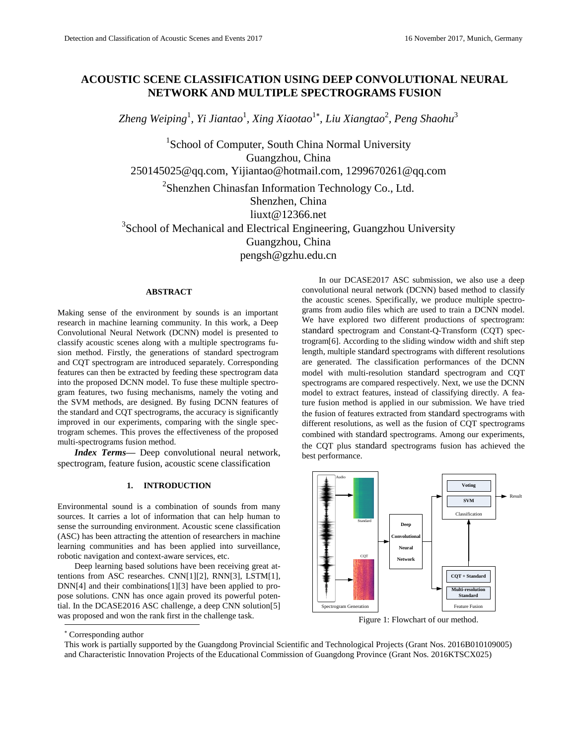# ACOUSTIC SCENE CLASSIFICATION USING DEEP CONVOLUTIONAL NEURAL NETWORK AND MULTIPLE SPECTROGRAMS FUSION

*Zheng Weiping*[1], *Yi Jiantao*[1], *Xing Xiaotao*[1*], *Liu Xiangtao*[2], *Peng Shaohu*[3]

[1]School of Computer, South China Normal University
Guangzhou, China
250145025@qq.com, Yijiantao@hotmail.com, 1299670261@qq.com

[2]Shenzhen Chinasfan Information Technology Co., Ltd.
Shenzhen, China
liuxt@12366.net

[3]School of Mechanical and Electrical Engineering, Guangzhou University
Guangzhou, China
pengsh@gzhu.edu.cn

## ABSTRACT

Making sense of the environment by sounds is an important research in machine learning community. In this work, a Deep Convolutional Neural Network (DCNN) model is presented to classify acoustic scenes along with a multiple spectrograms fusion method. Firstly, the generations of standard spectrogram and CQT spectrogram are introduced separately. Corresponding features can then be extracted by feeding these spectrogram data into the proposed DCNN model. To fuse these multiple spectrogram features, two fusing mechanisms, namely the voting and the SVM methods, are designed. By fusing DCNN features of the standard and CQT spectrograms, the accuracy is significantly improved in our experiments, comparing with the single spectrogram schemes. This proves the effectiveness of the proposed multi-spectrograms fusion method.

***Index Terms*****—** Deep convolutional neural network, spectrogram, feature fusion, acoustic scene classification

## 1. INTRODUCTION

Environmental sound is a combination of sounds from many sources. It carries a lot of information that can help human to sense the surrounding environment. Acoustic scene classification (ASC) has been attracting the attention of researchers in machine learning communities and has been applied into surveillance, robotic navigation and context-aware services, etc.

Deep learning based solutions have been receiving great attentions from ASC researches. CNN[1][2], RNN[3], LSTM[1], DNN[4] and their combinations[1][3] have been applied to propose solutions. CNN has once again proved its powerful potential. In the DCASE2016 ASC challenge, a deep CNN solution[5] was proposed and won the rank first in the challenge task.

In our DCASE2017 ASC submission, we also use a deep convolutional neural network (DCNN) based method to classify the acoustic scenes. Specifically, we produce multiple spectrograms from audio files which are used to train a DCNN model. We have explored two different productions of spectrogram: standard spectrogram and Constant-Q-Transform (CQT) spectrogram[6]. According to the sliding window width and shift step length, multiple standard spectrograms with different resolutions are generated. The classification performances of the DCNN model with multi-resolution standard spectrogram and CQT spectrograms are compared respectively. Next, we use the DCNN model to extract features, instead of classifying directly. A feature fusion method is applied in our submission. We have tried the fusion of features extracted from standard spectrograms with different resolutions, as well as the fusion of CQT spectrograms combined with standard spectrograms. Among our experiments, the CQT plus standard spectrograms fusion has achieved the best performance.

Figure 1: Flowchart of our method.

[*] Corresponding author

This work is partially supported by the Guangdong Provincial Scientific and Technological Projects (Grant Nos. 2016B010109005) and Characteristic Innovation Projects of the Educational Commission of Guangdong Province (Grant Nos. 2016KTSCX025)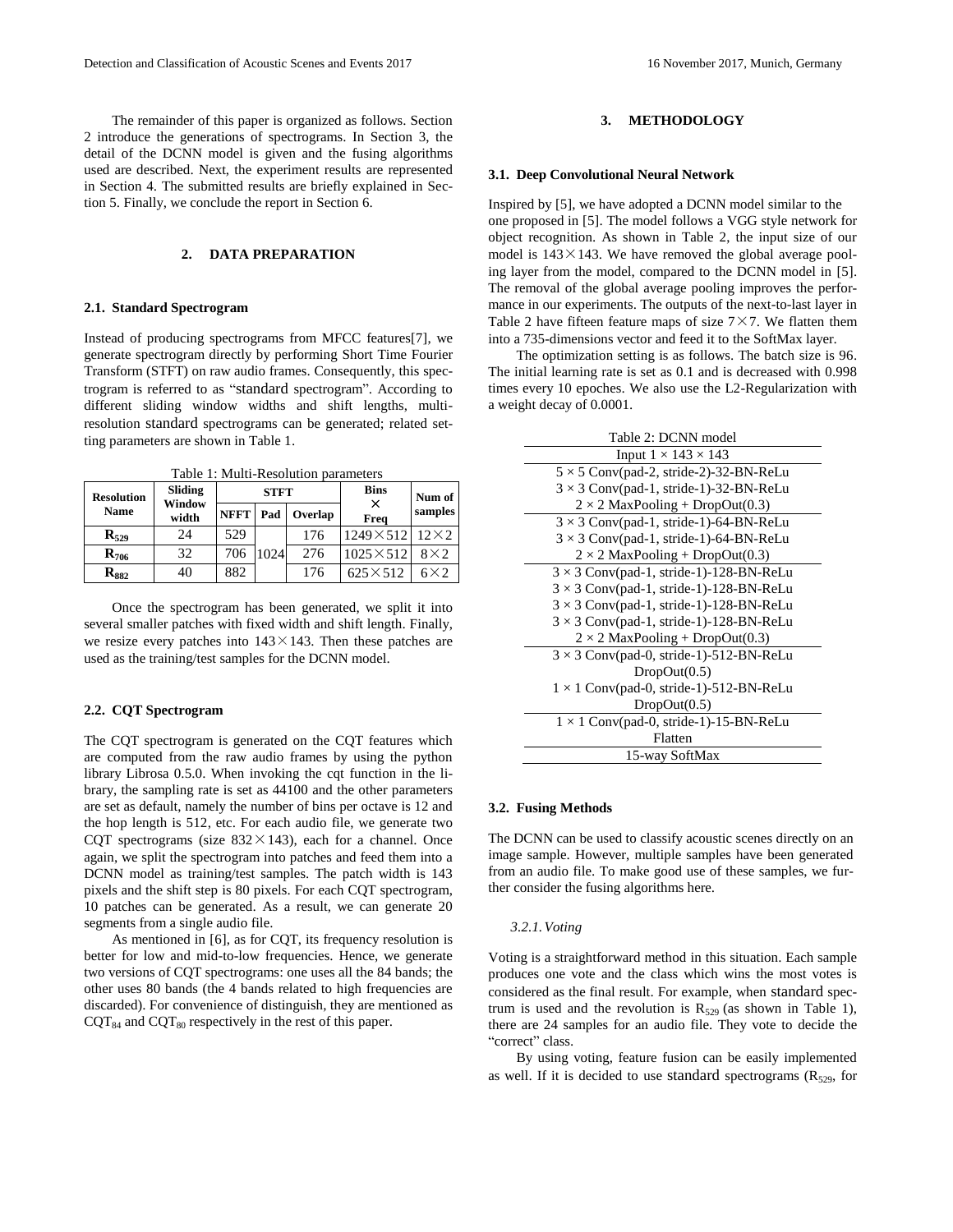The remainder of this paper is organized as follows. Section 2 introduce the generations of spectrograms. In Section 3, the detail of the DCNN model is given and the fusing algorithms used are described. Next, the experiment results are represented in Section 4. The submitted results are briefly explained in Section 5. Finally, we conclude the report in Section 6.

## 2. DATA PREPARATION

### 2.1. Standard Spectrogram

Instead of producing spectrograms from MFCC features[7], we generate spectrogram directly by performing Short Time Fourier Transform (STFT) on raw audio frames. Consequently, this spectrogram is referred to as "standard spectrogram". According to different sliding window widths and shift lengths, multi-resolution standard spectrograms can be generated; related setting parameters are shown in Table 1.

Table 1: Multi-Resolution parameters

| Resolution Name | Sliding Window width | STFT | | | Bins × Freq | Num of samples |
|---|---|---|---|---|---|---|
| | | NFFT | Pad | Overlap | | |
| $\mathbf{R}_{529}$ | 24 | 529 | 1024 | 176 | 1249×512 | 12×2 |
| $\mathbf{R}_{706}$ | 32 | 706 | | 276 | 1025×512 | 8×2 |
| $\mathbf{R}_{882}$ | 40 | 882 | | 176 | 625×512 | 6×2 |

Once the spectrogram has been generated, we split it into several smaller patches with fixed width and shift length. Finally, we resize every patches into 143×143. Then these patches are used as the training/test samples for the DCNN model.

### 2.2. CQT Spectrogram

The CQT spectrogram is generated on the CQT features which are computed from the raw audio frames by using the python library Librosa 0.5.0. When invoking the cqt function in the library, the sampling rate is set as 44100 and the other parameters are set as default, namely the number of bins per octave is 12 and the hop length is 512, etc. For each audio file, we generate two CQT spectrograms (size 832×143), each for a channel. Once again, we split the spectrogram into patches and feed them into a DCNN model as training/test samples. The patch width is 143 pixels and the shift step is 80 pixels. For each CQT spectrogram, 10 patches can be generated. As a result, we can generate 20 segments from a single audio file.

As mentioned in [6], as for CQT, its frequency resolution is better for low and mid-to-low frequencies. Hence, we generate two versions of CQT spectrograms: one uses all the 84 bands; the other uses 80 bands (the 4 bands related to high frequencies are discarded). For convenience of distinguish, they are mentioned as $CQT_{84}$ and $CQT_{80}$ respectively in the rest of this paper.

## 3. METHODOLOGY

### 3.1. Deep Convolutional Neural Network

Inspired by [5], we have adopted a DCNN model similar to the one proposed in [5]. The model follows a VGG style network for object recognition. As shown in Table 2, the input size of our model is 143×143. We have removed the global average pooling layer from the model, compared to the DCNN model in [5]. The removal of the global average pooling improves the performance in our experiments. The outputs of the next-to-last layer in Table 2 have fifteen feature maps of size 7×7. We flatten them into a 735-dimensions vector and feed it to the SoftMax layer.

The optimization setting is as follows. The batch size is 96. The initial learning rate is set as 0.1 and is decreased with 0.998 times every 10 epoches. We also use the L2-Regularization with a weight decay of 0.0001.

Table 2: DCNN model

| Input 1 × 143 × 143 |
|---|
| 5 × 5 Conv(pad-2, stride-2)-32-BN-ReLu<br>3 × 3 Conv(pad-1, stride-1)-32-BN-ReLu<br>2 × 2 MaxPooling + DropOut(0.3) |
| 3 × 3 Conv(pad-1, stride-1)-64-BN-ReLu<br>3 × 3 Conv(pad-1, stride-1)-64-BN-ReLu<br>2 × 2 MaxPooling + DropOut(0.3) |
| 3 × 3 Conv(pad-1, stride-1)-128-BN-ReLu<br>3 × 3 Conv(pad-1, stride-1)-128-BN-ReLu<br>3 × 3 Conv(pad-1, stride-1)-128-BN-ReLu<br>3 × 3 Conv(pad-1, stride-1)-128-BN-ReLu<br>2 × 2 MaxPooling + DropOut(0.3) |
| 3 × 3 Conv(pad-0, stride-1)-512-BN-ReLu<br>DropOut(0.5)<br>1 × 1 Conv(pad-0, stride-1)-512-BN-ReLu<br>DropOut(0.5) |
| 1 × 1 Conv(pad-0, stride-1)-15-BN-ReLu<br>Flatten |
| 15-way SoftMax |

### 3.2. Fusing Methods

The DCNN can be used to classify acoustic scenes directly on an image sample. However, multiple samples have been generated from an audio file. To make good use of these samples, we further consider the fusing algorithms here.

#### *3.2.1. Voting*

Voting is a straightforward method in this situation. Each sample produces one vote and the class which wins the most votes is considered as the final result. For example, when standard spectrum is used and the revolution is $R_{529}$ (as shown in Table 1), there are 24 samples for an audio file. They vote to decide the "correct" class.

By using voting, feature fusion can be easily implemented as well. If it is decided to use standard spectrograms ($R_{529}$, for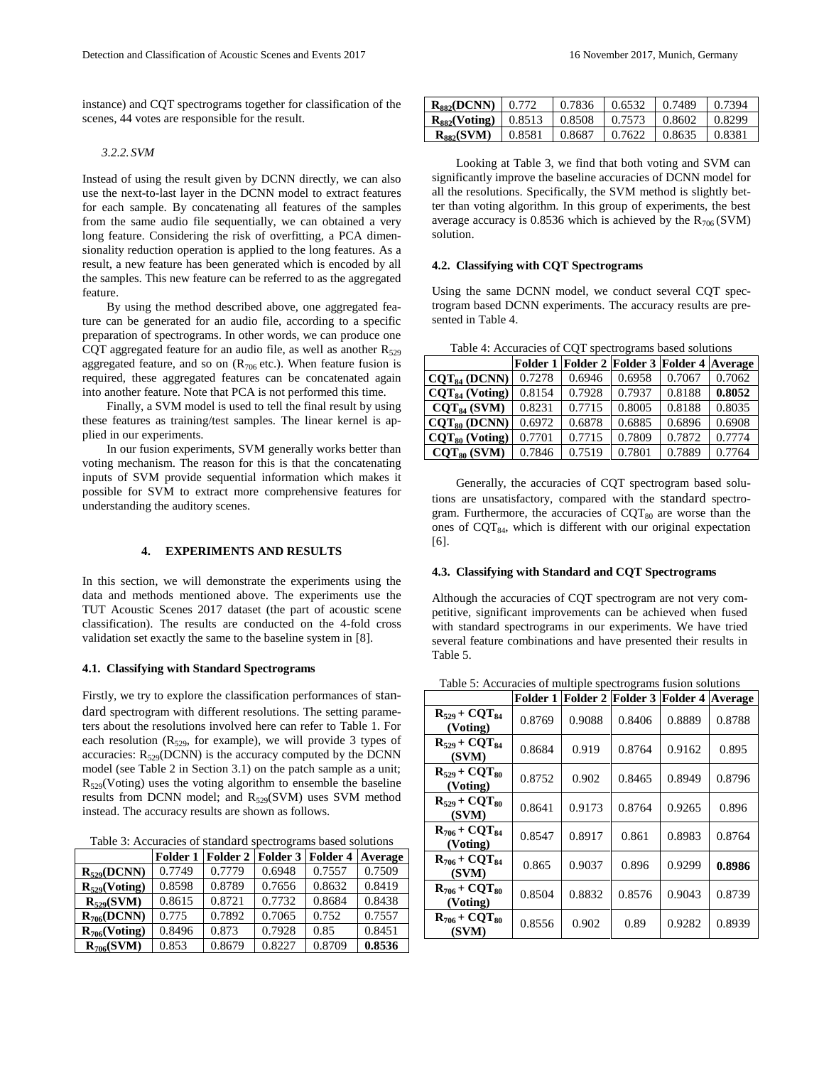instance) and CQT spectrograms together for classification of the scenes, 44 votes are responsible for the result.

#### *3.2.2. SVM*

Instead of using the result given by DCNN directly, we can also use the next-to-last layer in the DCNN model to extract features for each sample. By concatenating all features of the samples from the same audio file sequentially, we can obtained a very long feature. Considering the risk of overfitting, a PCA dimensionality reduction operation is applied to the long features. As a result, a new feature has been generated which is encoded by all the samples. This new feature can be referred to as the aggregated feature.

By using the method described above, one aggregated feature can be generated for an audio file, according to a specific preparation of spectrograms. In other words, we can produce one CQT aggregated feature for an audio file, as well as another $R_{529}$ aggregated feature, and so on ($R_{706}$ etc.). When feature fusion is required, these aggregated features can be concatenated again into another feature. Note that PCA is not performed this time.

Finally, a SVM model is used to tell the final result by using these features as training/test samples. The linear kernel is applied in our experiments.

In our fusion experiments, SVM generally works better than voting mechanism. The reason for this is that the concatenating inputs of SVM provide sequential information which makes it possible for SVM to extract more comprehensive features for understanding the auditory scenes.

## 4. EXPERIMENTS AND RESULTS

In this section, we will demonstrate the experiments using the data and methods mentioned above. The experiments use the TUT Acoustic Scenes 2017 dataset (the part of acoustic scene classification). The results are conducted on the 4-fold cross validation set exactly the same to the baseline system in [8].

### 4.1. Classifying with Standard Spectrograms

Firstly, we try to explore the classification performances of standard spectrogram with different resolutions. The setting parameters about the resolutions involved here can refer to Table 1. For each resolution ($R_{529}$, for example), we will provide 3 types of accuracies: $R_{529}$(DCNN) is the accuracy computed by the DCNN model (see Table 2 in Section 3.1) on the patch sample as a unit; $R_{529}$(Voting) uses the voting algorithm to ensemble the baseline results from DCNN model; and $R_{529}$(SVM) uses SVM method instead. The accuracy results are shown as follows.

Table 3: Accuracies of standard spectrograms based solutions

| | Folder 1 | Folder 2 | Folder 3 | Folder 4 | Average |
|---|---|---|---|---|---|
| **$R_{529}$(DCNN)** | 0.7749 | 0.7779 | 0.6948 | 0.7557 | 0.7509 |
| **$R_{529}$(Voting)** | 0.8598 | 0.8789 | 0.7656 | 0.8632 | 0.8419 |
| **$R_{529}$(SVM)** | 0.8615 | 0.8721 | 0.7732 | 0.8684 | 0.8438 |
| **$R_{706}$(DCNN)** | 0.775 | 0.7892 | 0.7065 | 0.752 | 0.7557 |
| **$R_{706}$(Voting)** | 0.8496 | 0.873 | 0.7928 | 0.85 | 0.8451 |
| **$R_{706}$(SVM)** | 0.853 | 0.8679 | 0.8227 | 0.8709 | **0.8536** |
| **$R_{882}$(DCNN)** | 0.772 | 0.7836 | 0.6532 | 0.7489 | 0.7394 |
| **$R_{882}$(Voting)** | 0.8513 | 0.8508 | 0.7573 | 0.8602 | 0.8299 |
| **$R_{882}$(SVM)** | 0.8581 | 0.8687 | 0.7622 | 0.8635 | 0.8381 |

Looking at Table 3, we find that both voting and SVM can significantly improve the baseline accuracies of DCNN model for all the resolutions. Specifically, the SVM method is slightly better than voting algorithm. In this group of experiments, the best average accuracy is 0.8536 which is achieved by the $R_{706}$ (SVM) solution.

### 4.2. Classifying with CQT Spectrograms

Using the same DCNN model, we conduct several CQT spectrogram based DCNN experiments. The accuracy results are presented in Table 4.

Table 4: Accuracies of CQT spectrograms based solutions

| | Folder 1 | Folder 2 | Folder 3 | Folder 4 | Average |
|---|---|---|---|---|---|
| **$CQT_{84}$ (DCNN)** | 0.7278 | 0.6946 | 0.6958 | 0.7067 | 0.7062 |
| **$CQT_{84}$ (Voting)** | 0.8154 | 0.7928 | 0.7937 | 0.8188 | **0.8052** |
| **$CQT_{84}$ (SVM)** | 0.8231 | 0.7715 | 0.8005 | 0.8188 | 0.8035 |
| **$CQT_{80}$ (DCNN)** | 0.6972 | 0.6878 | 0.6885 | 0.6896 | 0.6908 |
| **$CQT_{80}$ (Voting)** | 0.7701 | 0.7715 | 0.7809 | 0.7872 | 0.7774 |
| **$CQT_{80}$ (SVM)** | 0.7846 | 0.7519 | 0.7801 | 0.7889 | 0.7764 |

Generally, the accuracies of CQT spectrogram based solutions are unsatisfactory, compared with the standard spectrogram. Furthermore, the accuracies of $CQT_{80}$ are worse than the ones of $CQT_{84}$, which is different with our original expectation [6].

### 4.3. Classifying with Standard and CQT Spectrograms

Although the accuracies of CQT spectrogram are not very competitive, significant improvements can be achieved when fused with standard spectrograms in our experiments. We have tried several feature combinations and have presented their results in Table 5.

Table 5: Accuracies of multiple spectrograms fusion solutions

| | Folder 1 | Folder 2 | Folder 3 | Folder 4 | Average |
|---|---|---|---|---|---|
| **$R_{529}$ + $CQT_{84}$ (Voting)** | 0.8769 | 0.9088 | 0.8406 | 0.8889 | 0.8788 |
| **$R_{529}$ + $CQT_{84}$ (SVM)** | 0.8684 | 0.919 | 0.8764 | 0.9162 | 0.895 |
| **$R_{529}$ + $CQT_{80}$ (Voting)** | 0.8752 | 0.902 | 0.8465 | 0.8949 | 0.8796 |
| **$R_{529}$ + $CQT_{80}$ (SVM)** | 0.8641 | 0.9173 | 0.8764 | 0.9265 | 0.896 |
| **$R_{706}$ + $CQT_{84}$ (Voting)** | 0.8547 | 0.8917 | 0.861 | 0.8983 | 0.8764 |
| **$R_{706}$ + $CQT_{84}$ (SVM)** | 0.865 | 0.9037 | 0.896 | 0.9299 | **0.8986** |
| **$R_{706}$ + $CQT_{80}$ (Voting)** | 0.8504 | 0.8832 | 0.8576 | 0.9043 | 0.8739 |
| **$R_{706}$ + $CQT_{80}$ (SVM)** | 0.8556 | 0.902 | 0.89 | 0.9282 | 0.8939 |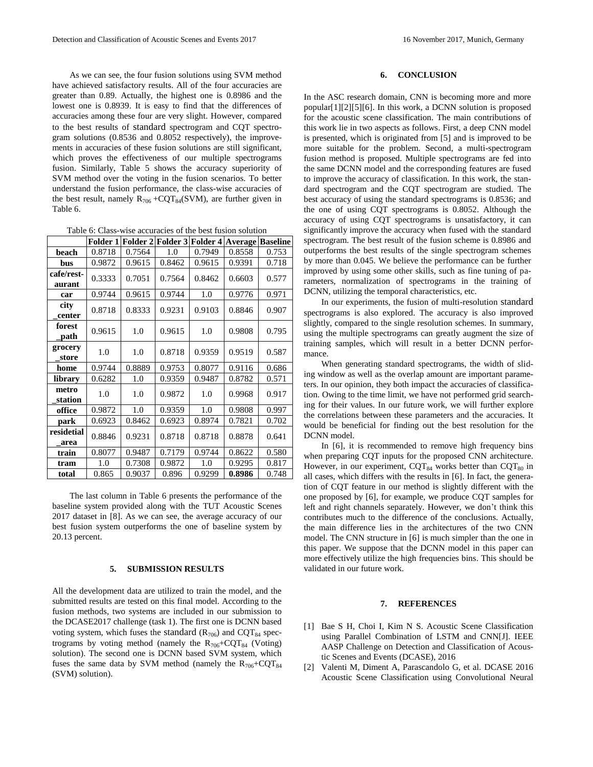As we can see, the four fusion solutions using SVM method have achieved satisfactory results. All of the four accuracies are greater than 0.89. Actually, the highest one is 0.8986 and the lowest one is 0.8939. It is easy to find that the differences of accuracies among these four are very slight. However, compared to the best results of standard spectrogram and CQT spectrogram solutions (0.8536 and 0.8052 respectively), the improvements in accuracies of these fusion solutions are still significant, which proves the effectiveness of our multiple spectrograms fusion. Similarly, Table 5 shows the accuracy superiority of SVM method over the voting in the fusion scenarios. To better understand the fusion performance, the class-wise accuracies of the best result, namely $R_{706}$ +$CQT_{84}$(SVM), are further given in Table 6.

Table 6: Class-wise accuracies of the best fusion solution

| | Folder 1 | Folder 2 | Folder 3 | Folder 4 | Average | Baseline |
|---|---|---|---|---|---|---|
| **beach** | 0.8718 | 0.7564 | 1.0 | 0.7949 | 0.8558 | 0.753 |
| **bus** | 0.9872 | 0.9615 | 0.8462 | 0.9615 | 0.9391 | 0.718 |
| **cafe/restaurant** | 0.3333 | 0.7051 | 0.7564 | 0.8462 | 0.6603 | 0.577 |
| **car** | 0.9744 | 0.9615 | 0.9744 | 1.0 | 0.9776 | 0.971 |
| **city_center** | 0.8718 | 0.8333 | 0.9231 | 0.9103 | 0.8846 | 0.907 |
| **forest_path** | 0.9615 | 1.0 | 0.9615 | 1.0 | 0.9808 | 0.795 |
| **grocery_store** | 1.0 | 1.0 | 0.8718 | 0.9359 | 0.9519 | 0.587 |
| **home** | 0.9744 | 0.8889 | 0.9753 | 0.8077 | 0.9116 | 0.686 |
| **library** | 0.6282 | 1.0 | 0.9359 | 0.9487 | 0.8782 | 0.571 |
| **metro_station** | 1.0 | 1.0 | 0.9872 | 1.0 | 0.9968 | 0.917 |
| **office** | 0.9872 | 1.0 | 0.9359 | 1.0 | 0.9808 | 0.997 |
| **park** | 0.6923 | 0.8462 | 0.6923 | 0.8974 | 0.7821 | 0.702 |
| **residetial_area** | 0.8846 | 0.9231 | 0.8718 | 0.8718 | 0.8878 | 0.641 |
| **train** | 0.8077 | 0.9487 | 0.7179 | 0.9744 | 0.8622 | 0.580 |
| **tram** | 1.0 | 0.7308 | 0.9872 | 1.0 | 0.9295 | 0.817 |
| **total** | 0.865 | 0.9037 | 0.896 | 0.9299 | **0.8986** | 0.748 |

The last column in Table 6 presents the performance of the baseline system provided along with the TUT Acoustic Scenes 2017 dataset in [8]. As we can see, the average accuracy of our best fusion system outperforms the one of baseline system by 20.13 percent.

## 5. SUBMISSION RESULTS

All the development data are utilized to train the model, and the submitted results are tested on this final model. According to the fusion methods, two systems are included in our submission to the DCASE2017 challenge (task 1). The first one is DCNN based voting system, which fuses the standard ($R_{706}$) and $CQT_{84}$ spectrograms by voting method (namely the $R_{706}$+$CQT_{84}$ (Voting) solution). The second one is DCNN based SVM system, which fuses the same data by SVM method (namely the $R_{706}$+$CQT_{84}$ (SVM) solution).

## 6. CONCLUSION

In the ASC research domain, CNN is becoming more and more popular[1][2][5][6]. In this work, a DCNN solution is proposed for the acoustic scene classification. The main contributions of this work lie in two aspects as follows. First, a deep CNN model is presented, which is originated from [5] and is improved to be more suitable for the problem. Second, a multi-spectrogram fusion method is proposed. Multiple spectrograms are fed into the same DCNN model and the corresponding features are fused to improve the accuracy of classification. In this work, the standard spectrogram and the CQT spectrogram are studied. The best accuracy of using the standard spectrograms is 0.8536; and the one of using CQT spectrograms is 0.8052. Although the accuracy of using CQT spectrograms is unsatisfactory, it can significantly improve the accuracy when fused with the standard spectrogram. The best result of the fusion scheme is 0.8986 and outperforms the best results of the single spectrogram schemes by more than 0.045. We believe the performance can be further improved by using some other skills, such as fine tuning of parameters, normalization of spectrograms in the training of DCNN, utilizing the temporal characteristics, etc.

In our experiments, the fusion of multi-resolution standard spectrograms is also explored. The accuracy is also improved slightly, compared to the single resolution schemes. In summary, using the multiple spectrograms can greatly augment the size of training samples, which will result in a better DCNN performance.

When generating standard spectrograms, the width of sliding window as well as the overlap amount are important parameters. In our opinion, they both impact the accuracies of classification. Owing to the time limit, we have not performed grid searching for their values. In our future work, we will further explore the correlations between these parameters and the accuracies. It would be beneficial for finding out the best resolution for the DCNN model.

In [6], it is recommended to remove high frequency bins when preparing CQT inputs for the proposed CNN architecture. However, in our experiment, $CQT_{84}$ works better than $CQT_{80}$ in all cases, which differs with the results in [6]. In fact, the generation of CQT feature in our method is slightly different with the one proposed by [6], for example, we produce CQT samples for left and right channels separately. However, we don't think this contributes much to the difference of the conclusions. Actually, the main difference lies in the architectures of the two CNN model. The CNN structure in [6] is much simpler than the one in this paper. We suppose that the DCNN model in this paper can more effectively utilize the high frequencies bins. This should be validated in our future work.

## 7. REFERENCES

[1] Bae S H, Choi I, Kim N S. Acoustic Scene Classification using Parallel Combination of LSTM and CNN[J]. IEEE AASP Challenge on Detection and Classification of Acoustic Scenes and Events (DCASE), 2016

[2] Valenti M, Diment A, Parascandolo G, et al. DCASE 2016 Acoustic Scene Classification using Convolutional Neural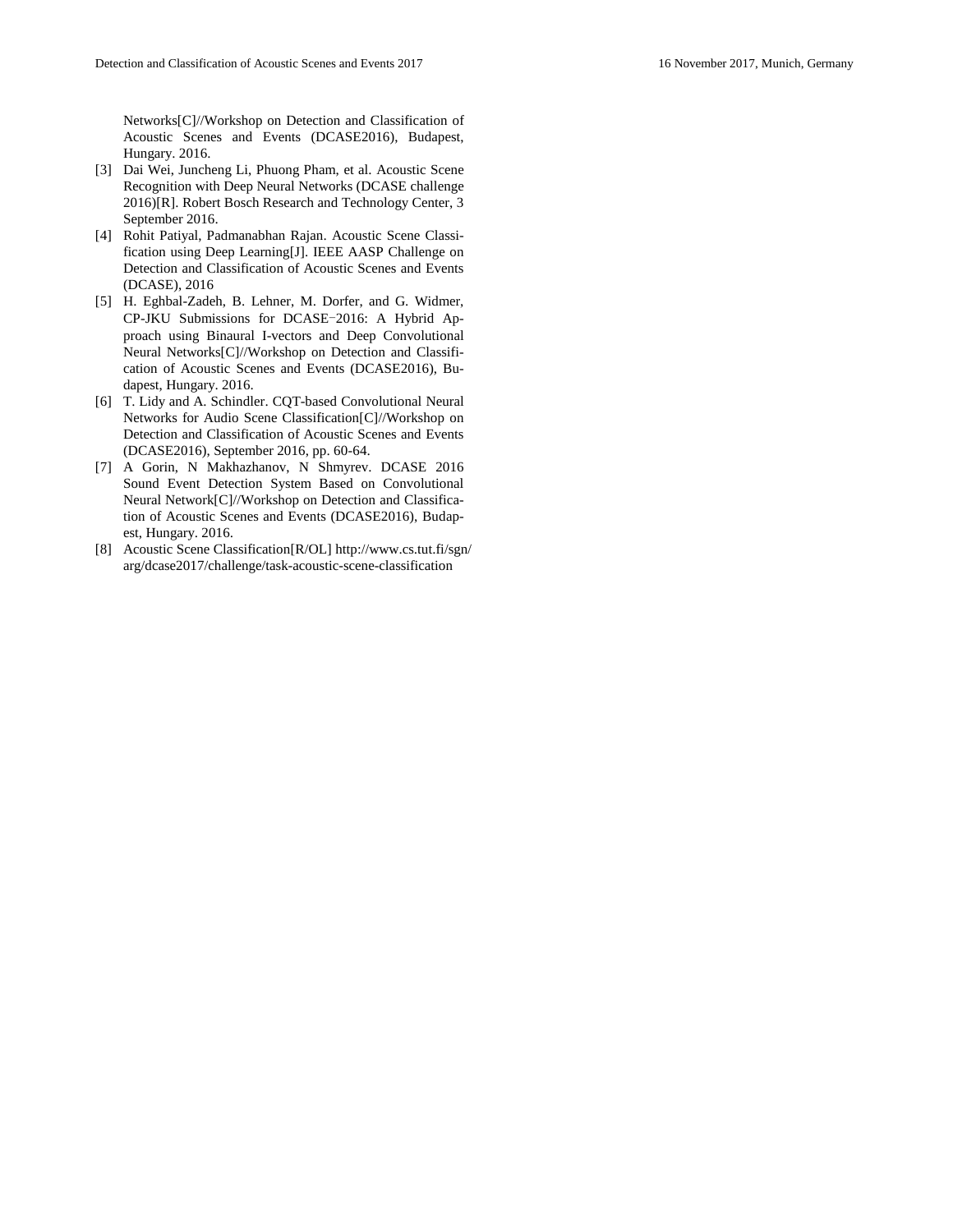Networks[C]//Workshop on Detection and Classification of Acoustic Scenes and Events (DCASE2016), Budapest, Hungary. 2016.

[3] Dai Wei, Juncheng Li, Phuong Pham, et al. Acoustic Scene Recognition with Deep Neural Networks (DCASE challenge 2016)[R]. Robert Bosch Research and Technology Center, 3 September 2016.

[4] Rohit Patiyal, Padmanabhan Rajan. Acoustic Scene Classification using Deep Learning[J]. IEEE AASP Challenge on Detection and Classification of Acoustic Scenes and Events (DCASE), 2016

[5] H. Eghbal-Zadeh, B. Lehner, M. Dorfer, and G. Widmer, CP-JKU Submissions for DCASE-2016: A Hybrid Approach using Binaural I-vectors and Deep Convolutional Neural Networks[C]//Workshop on Detection and Classification of Acoustic Scenes and Events (DCASE2016), Budapest, Hungary. 2016.

[6] T. Lidy and A. Schindler. CQT-based Convolutional Neural Networks for Audio Scene Classification[C]//Workshop on Detection and Classification of Acoustic Scenes and Events (DCASE2016), September 2016, pp. 60-64.

[7] A Gorin, N Makhazhanov, N Shmyrev. DCASE 2016 Sound Event Detection System Based on Convolutional Neural Network[C]//Workshop on Detection and Classification of Acoustic Scenes and Events (DCASE2016), Budapest, Hungary. 2016.

[8] Acoustic Scene Classification[R/OL] http://www.cs.tut.fi/sgn/arg/dcase2017/challenge/task-acoustic-scene-classification